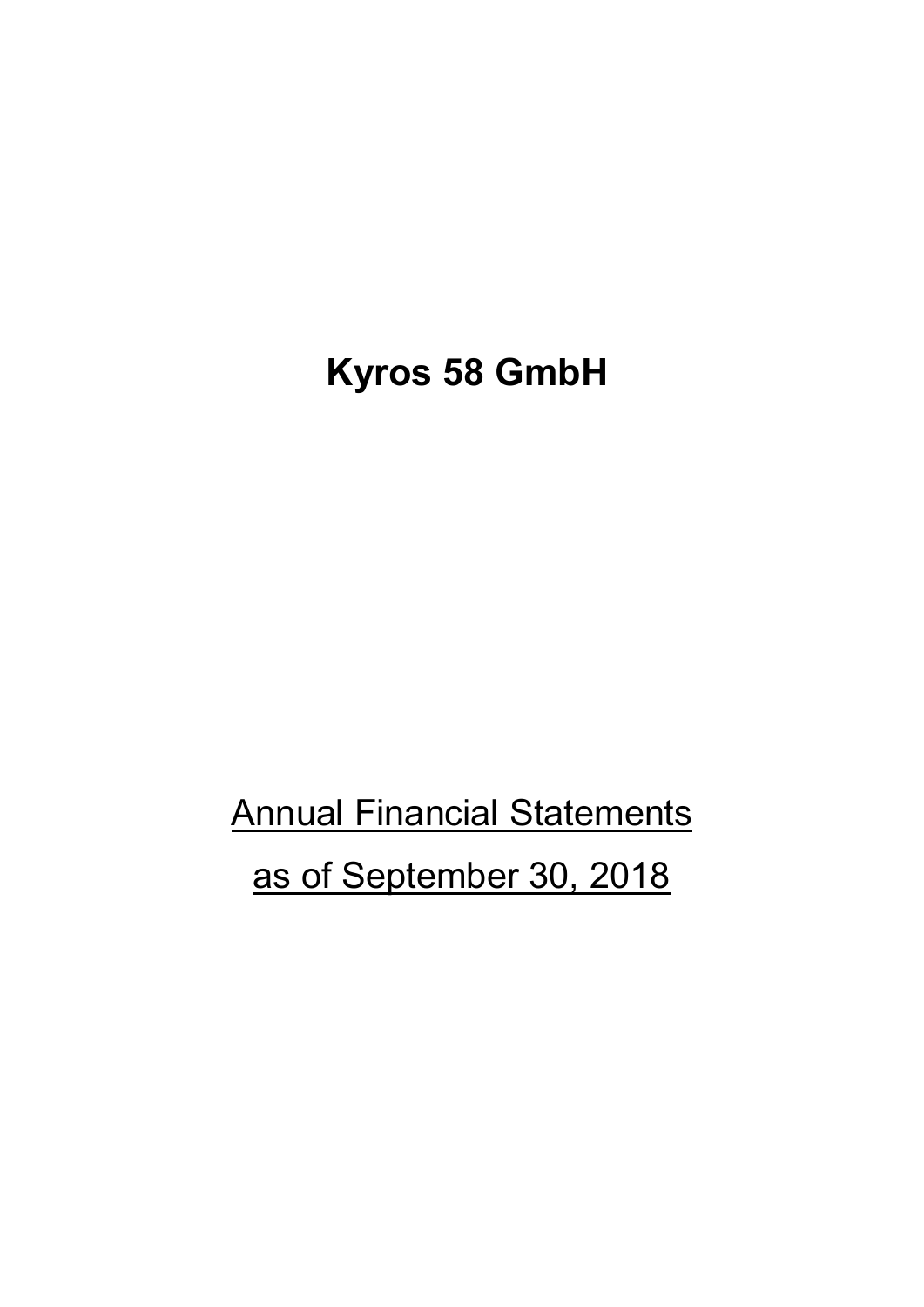# Kyros 58 GmbH

<u>Annual Financial Statements</u>

<u>as of September 30, 2018</u>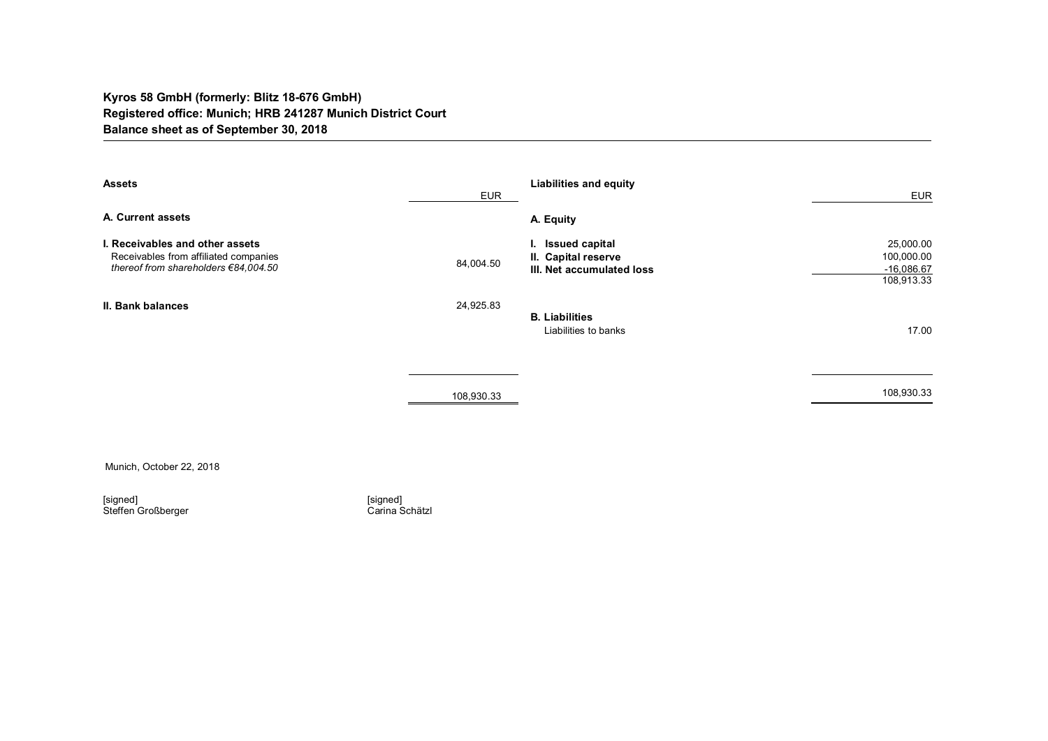**Kyros 58 GmbH (formerly: Blitz 18-676 GmbH)**
**Registered office: Munich; HRB 241287 Munich District Court**
**Balance sheet as of September 30, 2018**

| **Assets** | EUR | **Liabilities and equity** | EUR |
|---|---|---|---|
| **A. Current assets** | | **A. Equity** | |
| **I. Receivables and other assets** | | **I. Issued capital** | 25,000.00 |
| Receivables from affiliated companies | | **II. Capital reserve** | 100,000.00 |
| *thereof from shareholders €84,004.50* | 84,004.50 | **III. Net accumulated loss** | -16,086.67 |
| | | | 108,913.33 |
| **II. Bank balances** | 24,925.83 | **B. Liabilities** | |
| | | Liabilities to banks | 17.00 |
| | 108,930.33 | | 108,930.33 |

Munich, October 22, 2018

[signed]
Steffen Großberger

[signed]
Carina Schätzl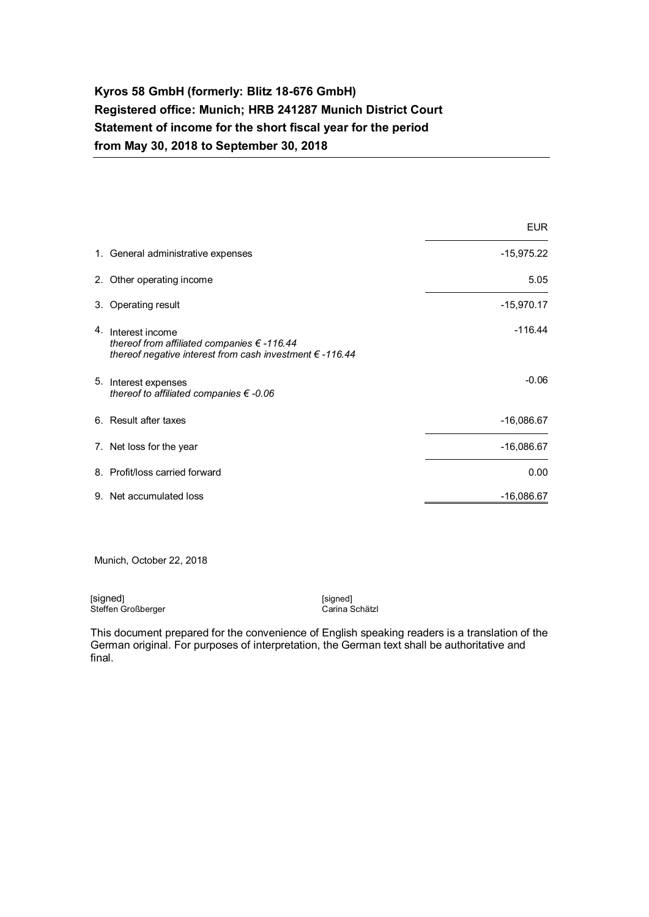**Kyros 58 GmbH (formerly: Blitz 18-676 GmbH)**
**Registered office: Munich; HRB 241287 Munich District Court**
**Statement of income for the short fiscal year for the period from May 30, 2018 to September 30, 2018**

| | EUR |
|---|---|
| 1. General administrative expenses | -15,975.22 |
| 2. Other operating income | 5.05 |
| 3. Operating result | -15,970.17 |
| 4. Interest income<br>*thereof from affiliated companies € -116.44*<br>*thereof negative interest from cash investment € -116.44* | -116.44 |
| 5. Interest expenses<br>*thereof to affiliated companies € -0.06* | -0.06 |
| 6. Result after taxes | -16,086.67 |
| 7. Net loss for the year | -16,086.67 |
| 8. Profit/loss carried forward | 0.00 |
| 9. Net accumulated loss | -16,086.67 |

Munich, October 22, 2018

[signed]
Steffen Großberger

[signed]
Carina Schätzl

This document prepared for the convenience of English speaking readers is a translation of the German original. For purposes of interpretation, the German text shall be authoritative and final.